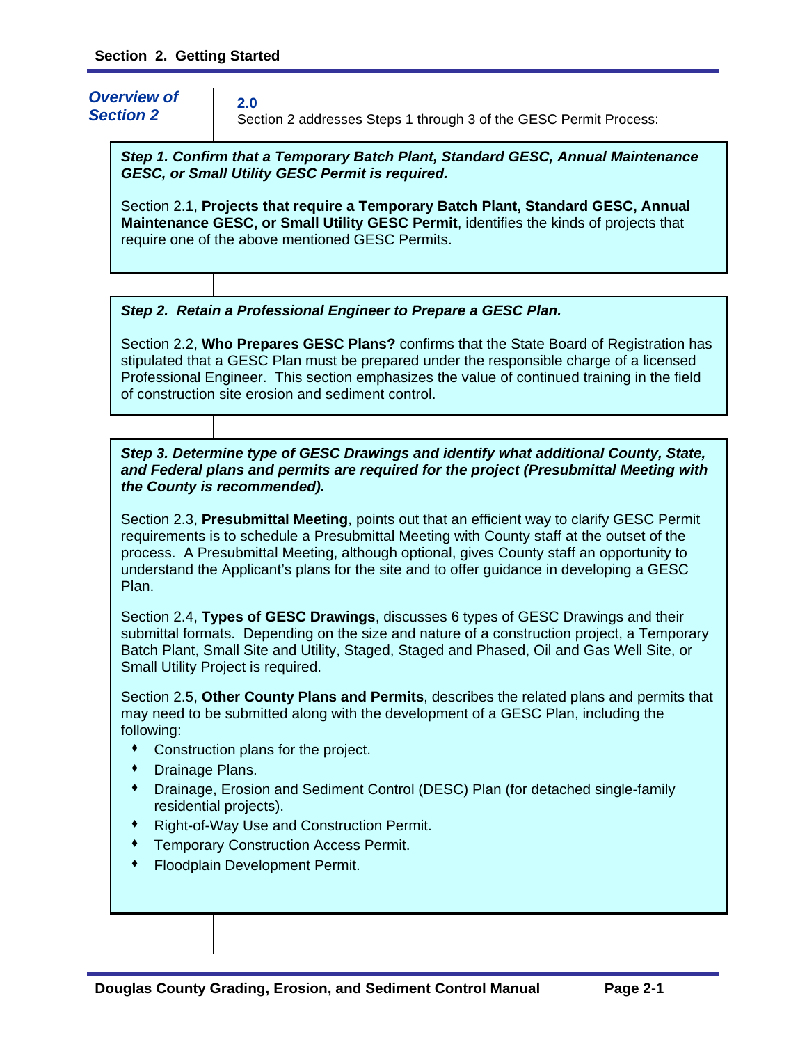# Section 2. Getting Started

## Overview of Section 2

**2.0**

Section 2 addresses Steps 1 through 3 of the GESC Permit Process:

***Step 1. Confirm that a Temporary Batch Plant, Standard GESC, Annual Maintenance GESC, or Small Utility GESC Permit is required.***

Section 2.1, **Projects that require a Temporary Batch Plant, Standard GESC, Annual Maintenance GESC, or Small Utility GESC Permit**, identifies the kinds of projects that require one of the above mentioned GESC Permits.

***Step 2. Retain a Professional Engineer to Prepare a GESC Plan.***

Section 2.2, **Who Prepares GESC Plans?** confirms that the State Board of Registration has stipulated that a GESC Plan must be prepared under the responsible charge of a licensed Professional Engineer. This section emphasizes the value of continued training in the field of construction site erosion and sediment control.

***Step 3. Determine type of GESC Drawings and identify what additional County, State, and Federal plans and permits are required for the project (Presubmittal Meeting with the County is recommended).***

Section 2.3, **Presubmittal Meeting**, points out that an efficient way to clarify GESC Permit requirements is to schedule a Presubmittal Meeting with County staff at the outset of the process. A Presubmittal Meeting, although optional, gives County staff an opportunity to understand the Applicant's plans for the site and to offer guidance in developing a GESC Plan.

Section 2.4, **Types of GESC Drawings**, discusses 6 types of GESC Drawings and their submittal formats. Depending on the size and nature of a construction project, a Temporary Batch Plant, Small Site and Utility, Staged, Staged and Phased, Oil and Gas Well Site, or Small Utility Project is required.

Section 2.5, **Other County Plans and Permits**, describes the related plans and permits that may need to be submitted along with the development of a GESC Plan, including the following:

- Construction plans for the project.
- Drainage Plans.
- Drainage, Erosion and Sediment Control (DESC) Plan (for detached single-family residential projects).
- Right-of-Way Use and Construction Permit.
- Temporary Construction Access Permit.
- Floodplain Development Permit.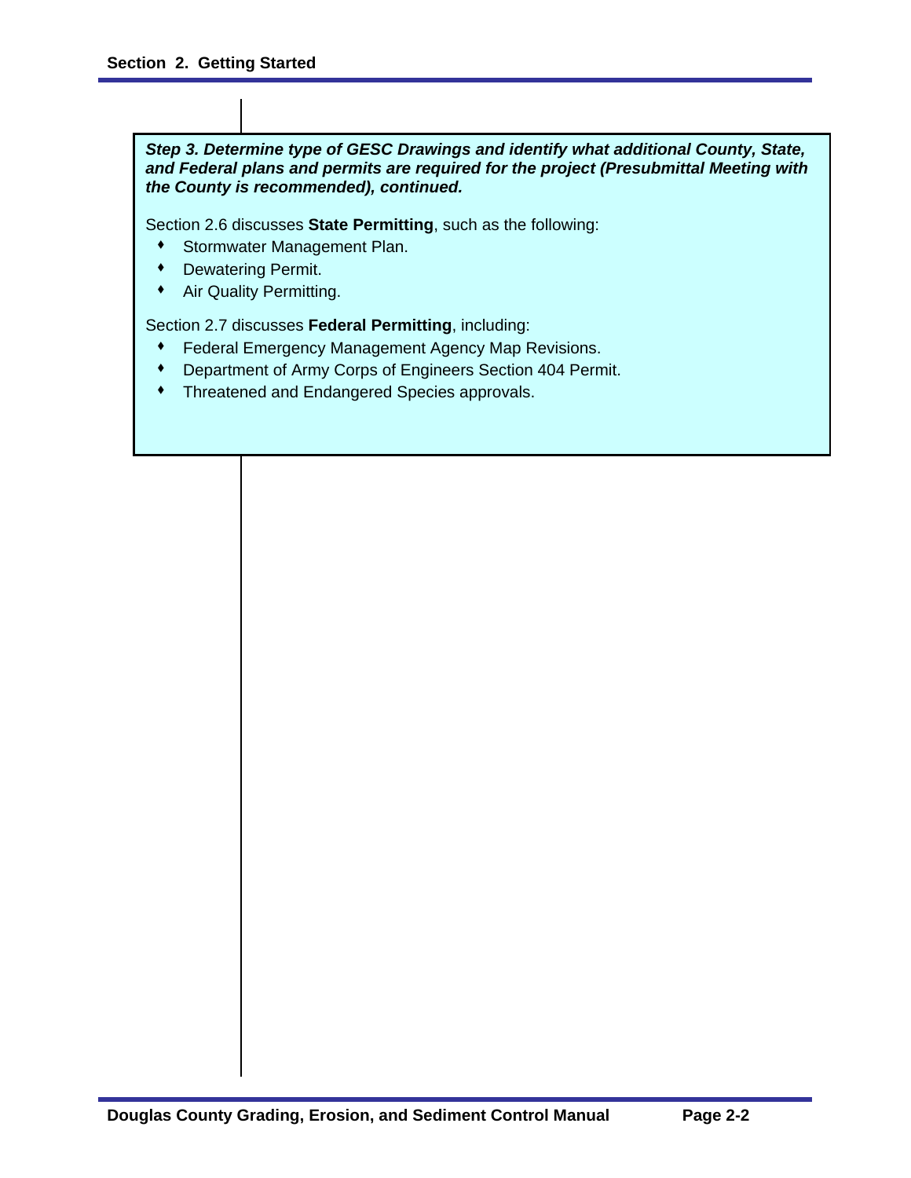***Step 3. Determine type of GESC Drawings and identify what additional County, State, and Federal plans and permits are required for the project (Presubmittal Meeting with the County is recommended), continued.***

Section 2.6 discusses **State Permitting**, such as the following:

- Stormwater Management Plan.
- Dewatering Permit.
- Air Quality Permitting.

Section 2.7 discusses **Federal Permitting**, including:

- Federal Emergency Management Agency Map Revisions.
- Department of Army Corps of Engineers Section 404 Permit.
- Threatened and Endangered Species approvals.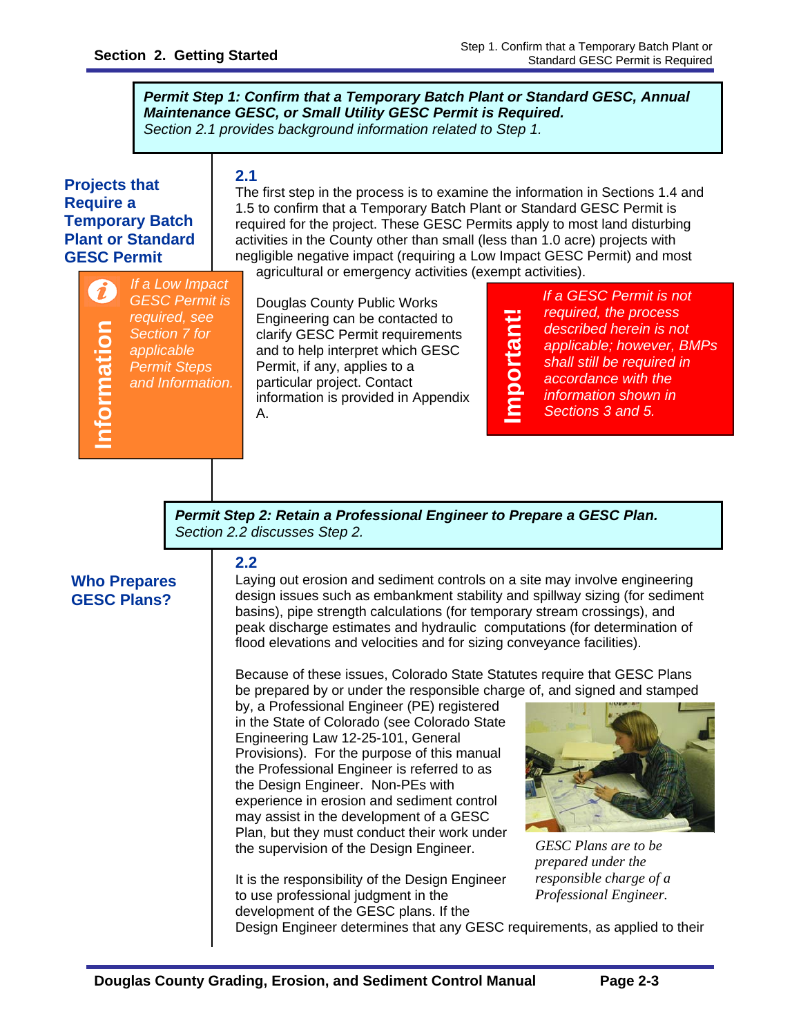**_Permit Step 1: Confirm that a Temporary Batch Plant or Standard GESC, Annual Maintenance GESC, or Small Utility GESC Permit is Required._**
*Section 2.1 provides background information related to Step 1.*

## Projects that Require a Temporary Batch Plant or Standard GESC Permit

### 2.1

The first step in the process is to examine the information in Sections 1.4 and 1.5 to confirm that a Temporary Batch Plant or Standard GESC Permit is required for the project. These GESC Permits apply to most land disturbing activities in the County other than small (less than 1.0 acre) projects with negligible negative impact (requiring a Low Impact GESC Permit) and most agricultural or emergency activities (exempt activities).

**Information**

*If a Low Impact GESC Permit is required, see Section 7 for applicable Permit Steps and Information.*

Douglas County Public Works Engineering can be contacted to clarify GESC Permit requirements and to help interpret which GESC Permit, if any, applies to a particular project. Contact information is provided in Appendix A.

**Important!**

*If a GESC Permit is not required, the process described herein is not applicable; however, BMPs shall still be required in accordance with the information shown in Sections 3 and 5.*

**_Permit Step 2: Retain a Professional Engineer to Prepare a GESC Plan._**
*Section 2.2 discusses Step 2.*

## Who Prepares GESC Plans?

### 2.2

Laying out erosion and sediment controls on a site may involve engineering design issues such as embankment stability and spillway sizing (for sediment basins), pipe strength calculations (for temporary stream crossings), and peak discharge estimates and hydraulic computations (for determination of flood elevations and velocities and for sizing conveyance facilities).

Because of these issues, Colorado State Statutes require that GESC Plans be prepared by or under the responsible charge of, and signed and stamped by, a Professional Engineer (PE) registered in the State of Colorado (see Colorado State Engineering Law 12-25-101, General Provisions). For the purpose of this manual the Professional Engineer is referred to as the Design Engineer. Non-PEs with experience in erosion and sediment control may assist in the development of a GESC Plan, but they must conduct their work under the supervision of the Design Engineer.

*GESC Plans are to be prepared under the responsible charge of a Professional Engineer.*

It is the responsibility of the Design Engineer to use professional judgment in the development of the GESC plans. If the Design Engineer determines that any GESC requirements, as applied to their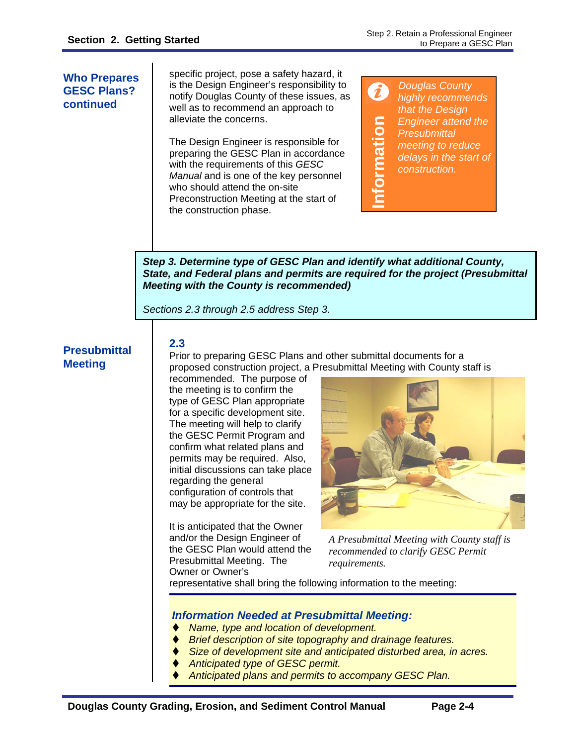### Who Prepares GESC Plans? continued

specific project, pose a safety hazard, it is the Design Engineer's responsibility to notify Douglas County of these issues, as well as to recommend an approach to alleviate the concerns.

The Design Engineer is responsible for preparing the GESC Plan in accordance with the requirements of this *GESC Manual* and is one of the key personnel who should attend the on-site Preconstruction Meeting at the start of the construction phase.

> **Information**
>
> *Douglas County highly recommends that the Design Engineer attend the Presubmittal meeting to reduce delays in the start of construction.*

> ***Step 3. Determine type of GESC Plan and identify what additional County, State, and Federal plans and permits are required for the project (Presubmittal Meeting with the County is recommended)***
>
> *Sections 2.3 through 2.5 address Step 3.*

## 2.3 Presubmittal Meeting

Prior to preparing GESC Plans and other submittal documents for a proposed construction project, a Presubmittal Meeting with County staff is recommended. The purpose of the meeting is to confirm the type of GESC Plan appropriate for a specific development site. The meeting will help to clarify the GESC Permit Program and confirm what related plans and permits may be required. Also, initial discussions can take place regarding the general configuration of controls that may be appropriate for the site.

*A Presubmittal Meeting with County staff is recommended to clarify GESC Permit requirements.*

It is anticipated that the Owner and/or the Design Engineer of the GESC Plan would attend the Presubmittal Meeting. The Owner or Owner's representative shall bring the following information to the meeting:

***Information Needed at Presubmittal Meeting:***

- *Name, type and location of development.*
- *Brief description of site topography and drainage features.*
- *Size of development site and anticipated disturbed area, in acres.*
- *Anticipated type of GESC permit.*
- *Anticipated plans and permits to accompany GESC Plan.*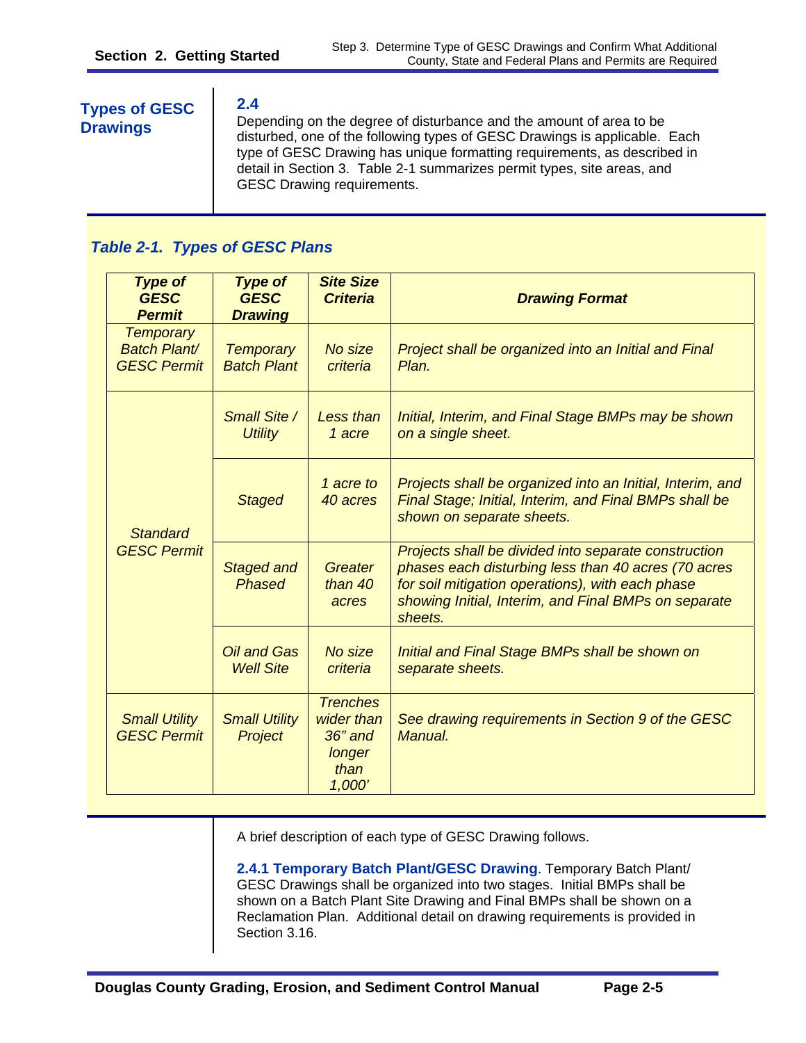## Types of GESC Drawings

**2.4**

Depending on the degree of disturbance and the amount of area to be disturbed, one of the following types of GESC Drawings is applicable. Each type of GESC Drawing has unique formatting requirements, as described in detail in Section 3. Table 2-1 summarizes permit types, site areas, and GESC Drawing requirements.

***Table 2-1. Types of GESC Plans***

| *Type of GESC Permit* | *Type of GESC Drawing* | *Site Size Criteria* | *Drawing Format* |
|---|---|---|---|
| *Temporary Batch Plant/ GESC Permit* | *Temporary Batch Plant* | *No size criteria* | *Project shall be organized into an Initial and Final Plan.* |
| *Standard GESC Permit* | *Small Site / Utility* | *Less than 1 acre* | *Initial, Interim, and Final Stage BMPs may be shown on a single sheet.* |
| | *Staged* | *1 acre to 40 acres* | *Projects shall be organized into an Initial, Interim, and Final Stage; Initial, Interim, and Final BMPs shall be shown on separate sheets.* |
| | *Staged and Phased* | *Greater than 40 acres* | *Projects shall be divided into separate construction phases each disturbing less than 40 acres (70 acres for soil mitigation operations), with each phase showing Initial, Interim, and Final BMPs on separate sheets.* |
| | *Oil and Gas Well Site* | *No size criteria* | *Initial and Final Stage BMPs shall be shown on separate sheets.* |
| *Small Utility GESC Permit* | *Small Utility Project* | *Trenches wider than 36" and longer than 1,000'* | *See drawing requirements in Section 9 of the GESC Manual.* |

A brief description of each type of GESC Drawing follows.

**2.4.1 Temporary Batch Plant/GESC Drawing**. Temporary Batch Plant/ GESC Drawings shall be organized into two stages. Initial BMPs shall be shown on a Batch Plant Site Drawing and Final BMPs shall be shown on a Reclamation Plan. Additional detail on drawing requirements is provided in Section 3.16.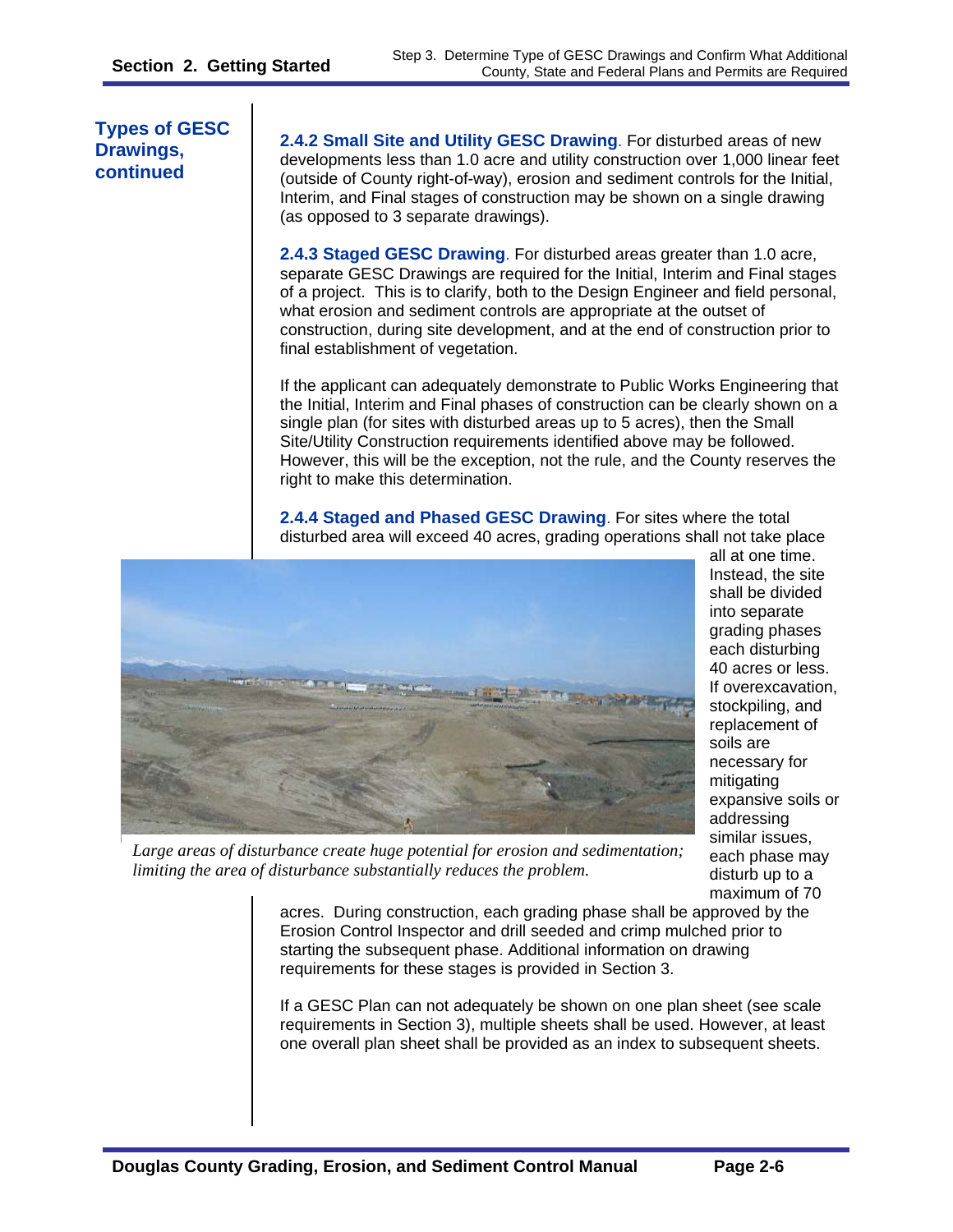## Types of GESC Drawings, continued

**2.4.2 Small Site and Utility GESC Drawing**. For disturbed areas of new developments less than 1.0 acre and utility construction over 1,000 linear feet (outside of County right-of-way), erosion and sediment controls for the Initial, Interim, and Final stages of construction may be shown on a single drawing (as opposed to 3 separate drawings).

**2.4.3 Staged GESC Drawing**. For disturbed areas greater than 1.0 acre, separate GESC Drawings are required for the Initial, Interim and Final stages of a project. This is to clarify, both to the Design Engineer and field personal, what erosion and sediment controls are appropriate at the outset of construction, during site development, and at the end of construction prior to final establishment of vegetation.

If the applicant can adequately demonstrate to Public Works Engineering that the Initial, Interim and Final phases of construction can be clearly shown on a single plan (for sites with disturbed areas up to 5 acres), then the Small Site/Utility Construction requirements identified above may be followed. However, this will be the exception, not the rule, and the County reserves the right to make this determination.

**2.4.4 Staged and Phased GESC Drawing**. For sites where the total disturbed area will exceed 40 acres, grading operations shall not take place all at one time. Instead, the site shall be divided into separate grading phases each disturbing 40 acres or less. If overexcavation, stockpiling, and replacement of soils are necessary for mitigating expansive soils or addressing similar issues, each phase may disturb up to a maximum of 70 acres. During construction, each grading phase shall be approved by the Erosion Control Inspector and drill seeded and crimp mulched prior to starting the subsequent phase. Additional information on drawing requirements for these stages is provided in Section 3.

*Large areas of disturbance create huge potential for erosion and sedimentation; limiting the area of disturbance substantially reduces the problem.*

If a GESC Plan can not adequately be shown on one plan sheet (see scale requirements in Section 3), multiple sheets shall be used. However, at least one overall plan sheet shall be provided as an index to subsequent sheets.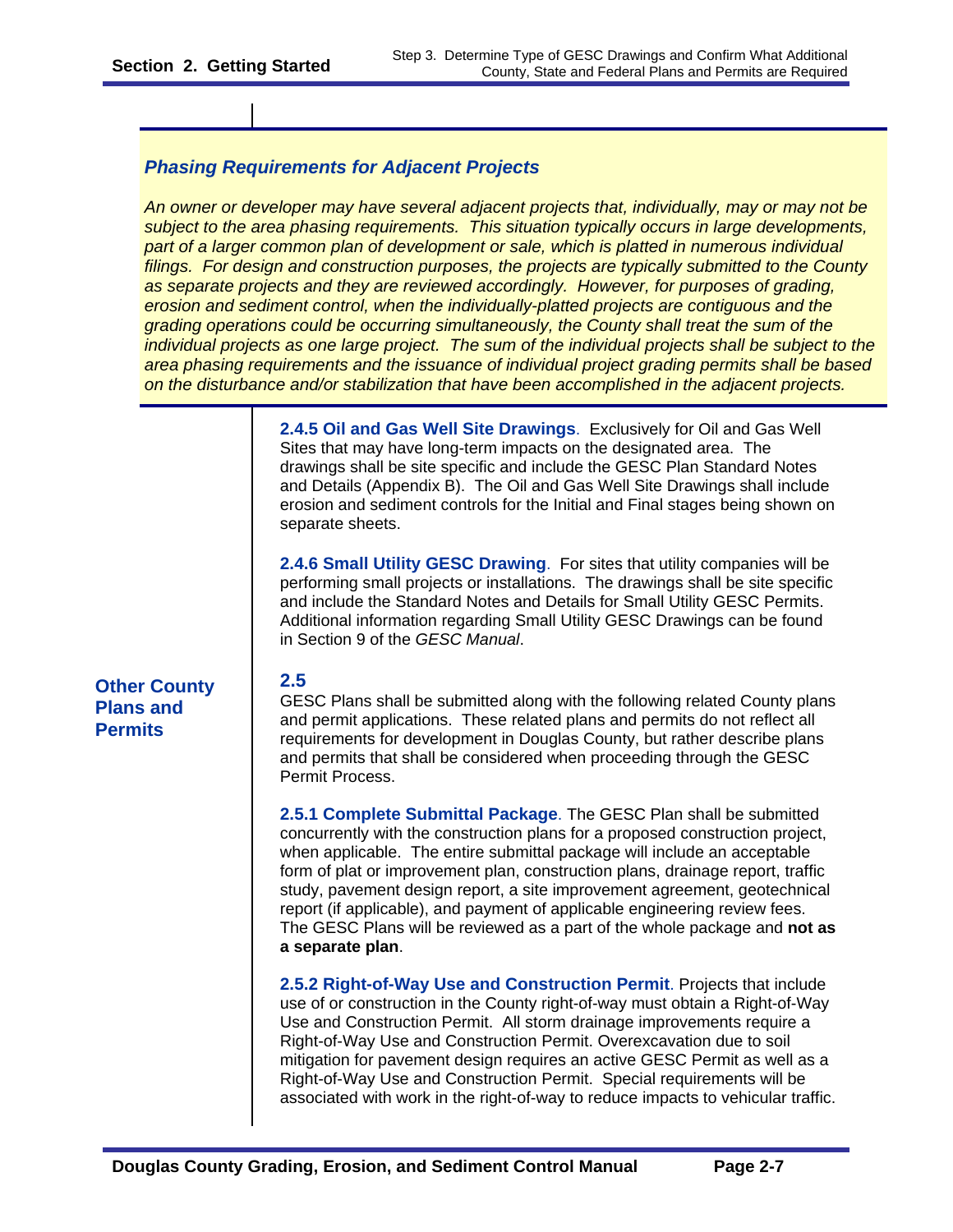### *Phasing Requirements for Adjacent Projects*

*An owner or developer may have several adjacent projects that, individually, may or may not be subject to the area phasing requirements. This situation typically occurs in large developments, part of a larger common plan of development or sale, which is platted in numerous individual filings. For design and construction purposes, the projects are typically submitted to the County as separate projects and they are reviewed accordingly. However, for purposes of grading, erosion and sediment control, when the individually-platted projects are contiguous and the grading operations could be occurring simultaneously, the County shall treat the sum of the individual projects as one large project. The sum of the individual projects shall be subject to the area phasing requirements and the issuance of individual project grading permits shall be based on the disturbance and/or stabilization that have been accomplished in the adjacent projects.*

**2.4.5 Oil and Gas Well Site Drawings**. Exclusively for Oil and Gas Well Sites that may have long-term impacts on the designated area. The drawings shall be site specific and include the GESC Plan Standard Notes and Details (Appendix B). The Oil and Gas Well Site Drawings shall include erosion and sediment controls for the Initial and Final stages being shown on separate sheets.

**2.4.6 Small Utility GESC Drawing**. For sites that utility companies will be performing small projects or installations. The drawings shall be site specific and include the Standard Notes and Details for Small Utility GESC Permits. Additional information regarding Small Utility GESC Drawings can be found in Section 9 of the *GESC Manual*.

## 2.5 Other County Plans and Permits

GESC Plans shall be submitted along with the following related County plans and permit applications. These related plans and permits do not reflect all requirements for development in Douglas County, but rather describe plans and permits that shall be considered when proceeding through the GESC Permit Process.

**2.5.1 Complete Submittal Package**. The GESC Plan shall be submitted concurrently with the construction plans for a proposed construction project, when applicable. The entire submittal package will include an acceptable form of plat or improvement plan, construction plans, drainage report, traffic study, pavement design report, a site improvement agreement, geotechnical report (if applicable), and payment of applicable engineering review fees. The GESC Plans will be reviewed as a part of the whole package and **not as a separate plan**.

**2.5.2 Right-of-Way Use and Construction Permit**. Projects that include use of or construction in the County right-of-way must obtain a Right-of-Way Use and Construction Permit. All storm drainage improvements require a Right-of-Way Use and Construction Permit. Overexcavation due to soil mitigation for pavement design requires an active GESC Permit as well as a Right-of-Way Use and Construction Permit. Special requirements will be associated with work in the right-of-way to reduce impacts to vehicular traffic.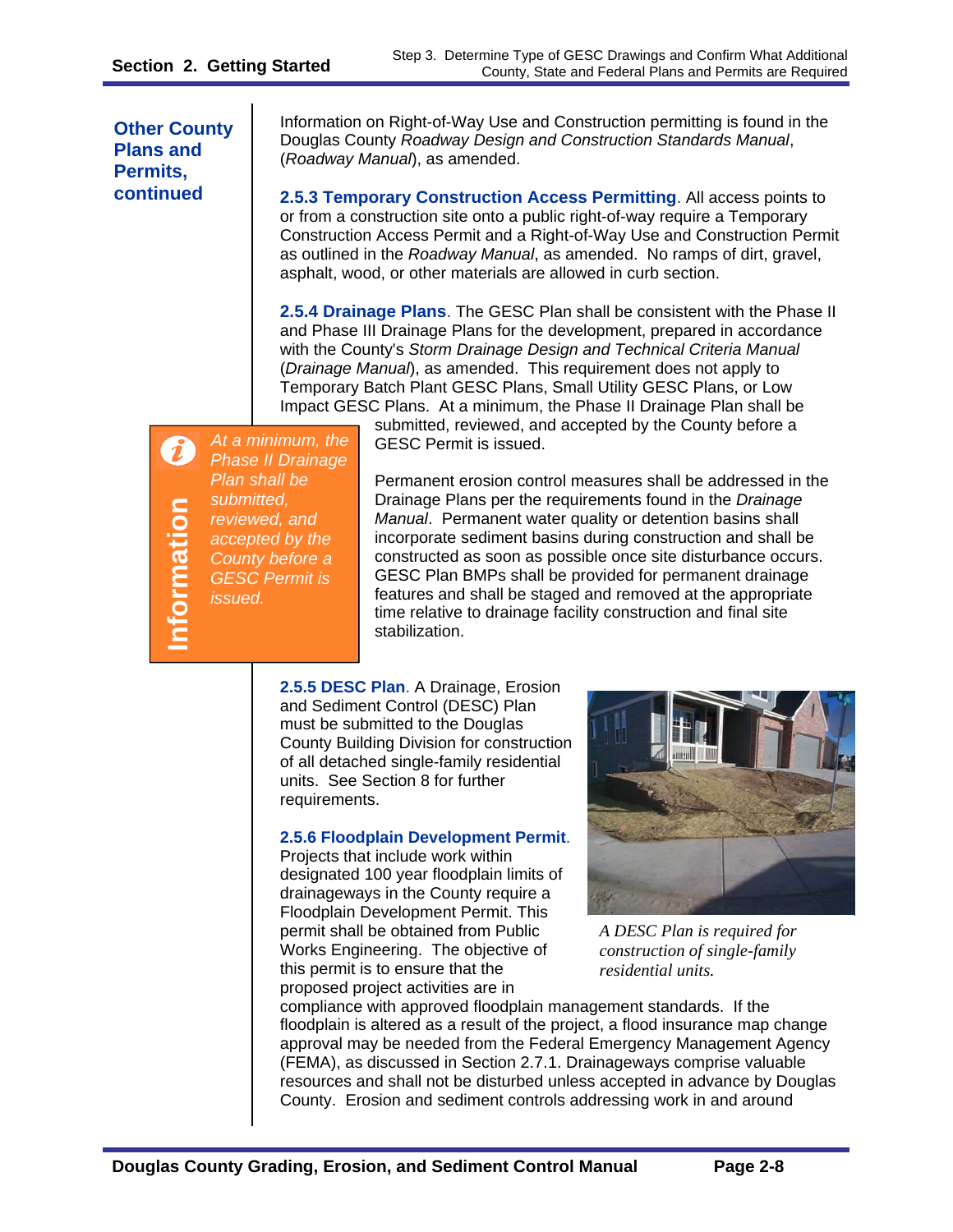**Other County Plans and Permits, continued**

Information on Right-of-Way Use and Construction permitting is found in the Douglas County *Roadway Design and Construction Standards Manual*, (*Roadway Manual*), as amended.

**2.5.3 Temporary Construction Access Permitting**. All access points to or from a construction site onto a public right-of-way require a Temporary Construction Access Permit and a Right-of-Way Use and Construction Permit as outlined in the *Roadway Manual*, as amended. No ramps of dirt, gravel, asphalt, wood, or other materials are allowed in curb section.

**2.5.4 Drainage Plans**. The GESC Plan shall be consistent with the Phase II and Phase III Drainage Plans for the development, prepared in accordance with the County's *Storm Drainage Design and Technical Criteria Manual* (*Drainage Manual*), as amended. This requirement does not apply to Temporary Batch Plant GESC Plans, Small Utility GESC Plans, or Low Impact GESC Plans. At a minimum, the Phase II Drainage Plan shall be submitted, reviewed, and accepted by the County before a GESC Permit is issued.

> **Information**
>
> *At a minimum, the Phase II Drainage Plan shall be submitted, reviewed, and accepted by the County before a GESC Permit is issued.*

Permanent erosion control measures shall be addressed in the Drainage Plans per the requirements found in the *Drainage Manual*. Permanent water quality or detention basins shall incorporate sediment basins during construction and shall be constructed as soon as possible once site disturbance occurs. GESC Plan BMPs shall be provided for permanent drainage features and shall be staged and removed at the appropriate time relative to drainage facility construction and final site stabilization.

**2.5.5 DESC Plan**. A Drainage, Erosion and Sediment Control (DESC) Plan must be submitted to the Douglas County Building Division for construction of all detached single-family residential units. See Section 8 for further requirements.

*A DESC Plan is required for construction of single-family residential units.*

**2.5.6 Floodplain Development Permit**. Projects that include work within designated 100 year floodplain limits of drainageways in the County require a Floodplain Development Permit. This permit shall be obtained from Public Works Engineering. The objective of this permit is to ensure that the proposed project activities are in compliance with approved floodplain management standards. If the floodplain is altered as a result of the project, a flood insurance map change approval may be needed from the Federal Emergency Management Agency (FEMA), as discussed in Section 2.7.1. Drainageways comprise valuable resources and shall not be disturbed unless accepted in advance by Douglas County. Erosion and sediment controls addressing work in and around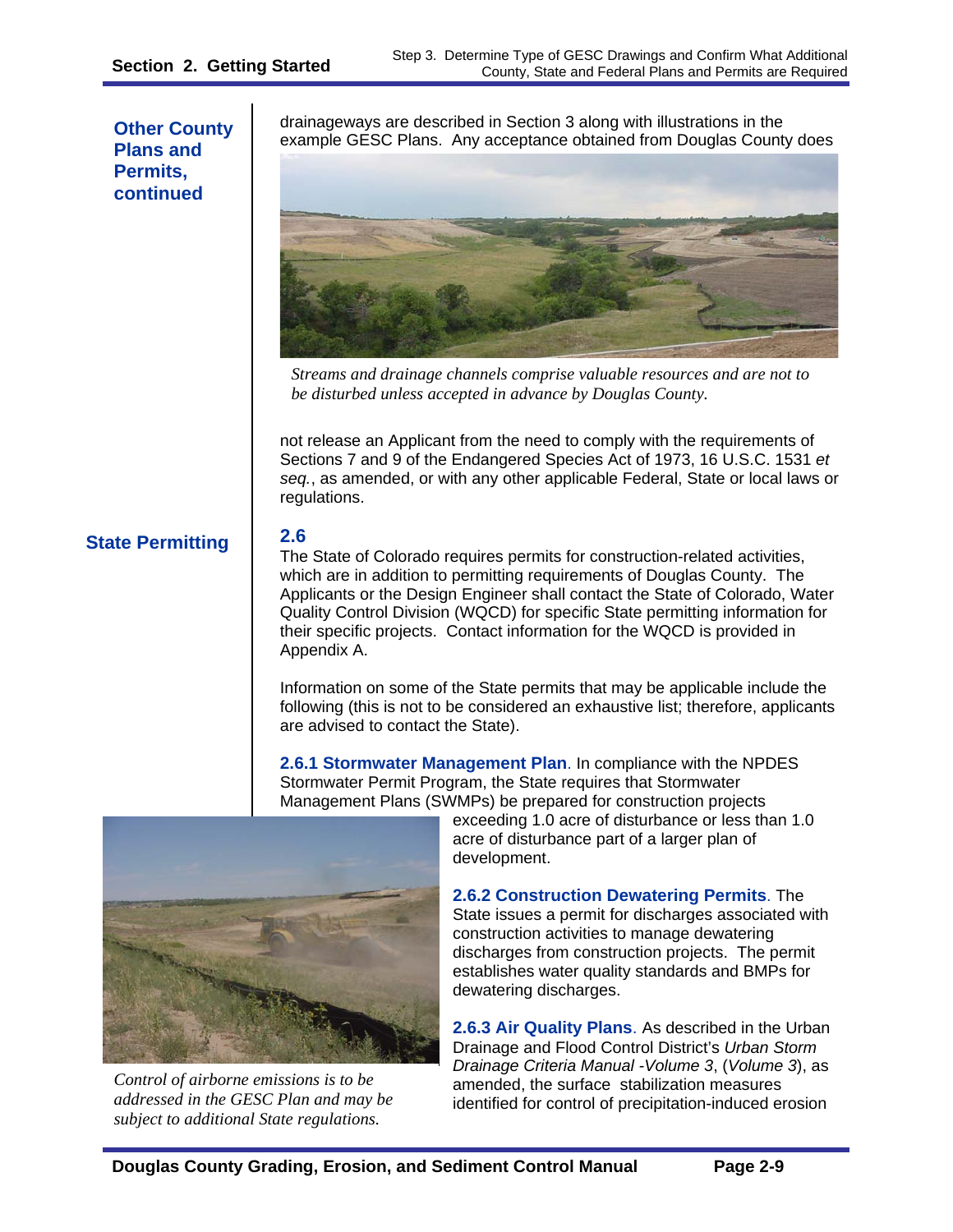**Other County Plans and Permits, continued**

drainageways are described in Section 3 along with illustrations in the example GESC Plans. Any acceptance obtained from Douglas County does not release an Applicant from the need to comply with the requirements of Sections 7 and 9 of the Endangered Species Act of 1973, 16 U.S.C. 1531 *et seq.*, as amended, or with any other applicable Federal, State or local laws or regulations.

*Streams and drainage channels comprise valuable resources and are not to be disturbed unless accepted in advance by Douglas County.*

## State Permitting

## 2.6

The State of Colorado requires permits for construction-related activities, which are in addition to permitting requirements of Douglas County. The Applicants or the Design Engineer shall contact the State of Colorado, Water Quality Control Division (WQCD) for specific State permitting information for their specific projects. Contact information for the WQCD is provided in Appendix A.

Information on some of the State permits that may be applicable include the following (this is not to be considered an exhaustive list; therefore, applicants are advised to contact the State).

**2.6.1 Stormwater Management Plan**. In compliance with the NPDES Stormwater Permit Program, the State requires that Stormwater Management Plans (SWMPs) be prepared for construction projects exceeding 1.0 acre of disturbance or less than 1.0 acre of disturbance part of a larger plan of development.

**2.6.2 Construction Dewatering Permits**. The State issues a permit for discharges associated with construction activities to manage dewatering discharges from construction projects. The permit establishes water quality standards and BMPs for dewatering discharges.

**2.6.3 Air Quality Plans**. As described in the Urban Drainage and Flood Control District's *Urban Storm Drainage Criteria Manual -Volume 3*, (*Volume 3*), as amended, the surface stabilization measures identified for control of precipitation-induced erosion

*Control of airborne emissions is to be addressed in the GESC Plan and may be subject to additional State regulations.*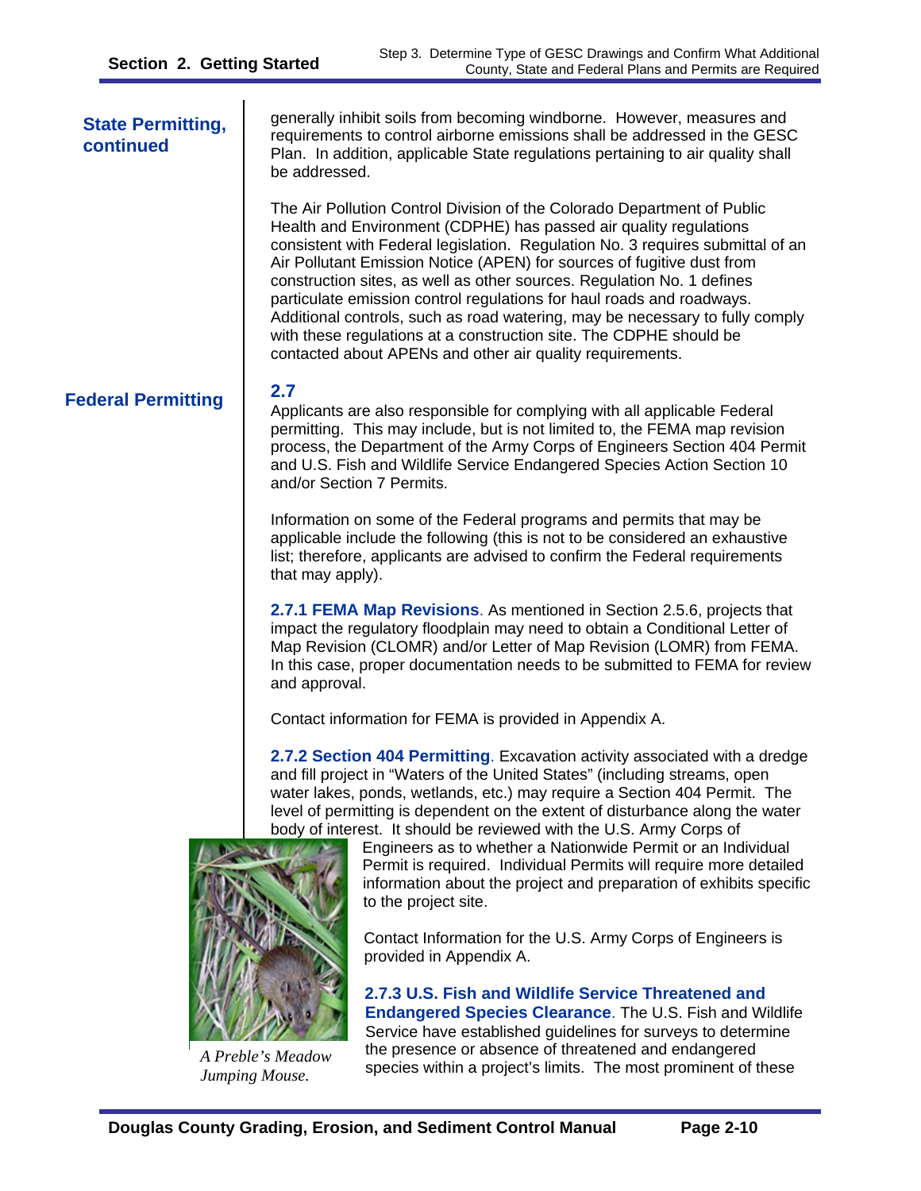**State Permitting, continued**

generally inhibit soils from becoming windborne. However, measures and requirements to control airborne emissions shall be addressed in the GESC Plan. In addition, applicable State regulations pertaining to air quality shall be addressed.

The Air Pollution Control Division of the Colorado Department of Public Health and Environment (CDPHE) has passed air quality regulations consistent with Federal legislation. Regulation No. 3 requires submittal of an Air Pollutant Emission Notice (APEN) for sources of fugitive dust from construction sites, as well as other sources. Regulation No. 1 defines particulate emission control regulations for haul roads and roadways. Additional controls, such as road watering, may be necessary to fully comply with these regulations at a construction site. The CDPHE should be contacted about APENs and other air quality requirements.

## Federal Permitting

**2.7**

Applicants are also responsible for complying with all applicable Federal permitting. This may include, but is not limited to, the FEMA map revision process, the Department of the Army Corps of Engineers Section 404 Permit and U.S. Fish and Wildlife Service Endangered Species Action Section 10 and/or Section 7 Permits.

Information on some of the Federal programs and permits that may be applicable include the following (this is not to be considered an exhaustive list; therefore, applicants are advised to confirm the Federal requirements that may apply).

**2.7.1 FEMA Map Revisions**. As mentioned in Section 2.5.6, projects that impact the regulatory floodplain may need to obtain a Conditional Letter of Map Revision (CLOMR) and/or Letter of Map Revision (LOMR) from FEMA. In this case, proper documentation needs to be submitted to FEMA for review and approval.

Contact information for FEMA is provided in Appendix A.

**2.7.2 Section 404 Permitting**. Excavation activity associated with a dredge and fill project in "Waters of the United States" (including streams, open water lakes, ponds, wetlands, etc.) may require a Section 404 Permit. The level of permitting is dependent on the extent of disturbance along the water body of interest. It should be reviewed with the U.S. Army Corps of Engineers as to whether a Nationwide Permit or an Individual Permit is required. Individual Permits will require more detailed information about the project and preparation of exhibits specific to the project site.

Contact Information for the U.S. Army Corps of Engineers is provided in Appendix A.

*A Preble's Meadow Jumping Mouse.*

**2.7.3 U.S. Fish and Wildlife Service Threatened and Endangered Species Clearance**. The U.S. Fish and Wildlife Service have established guidelines for surveys to determine the presence or absence of threatened and endangered species within a project's limits. The most prominent of these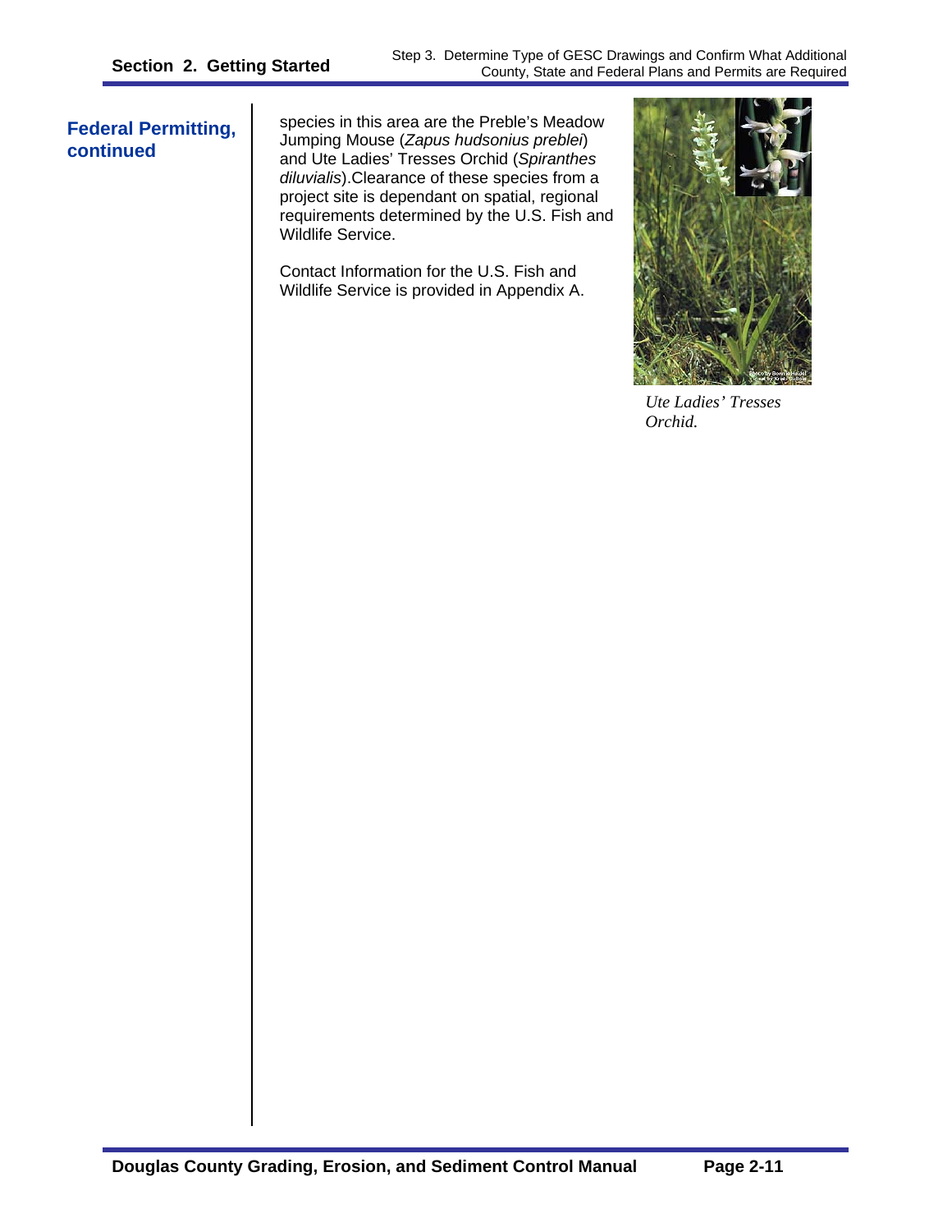## Federal Permitting, continued

species in this area are the Preble's Meadow Jumping Mouse (*Zapus hudsonius preblei*) and Ute Ladies' Tresses Orchid (*Spiranthes diluvialis*).Clearance of these species from a project site is dependant on spatial, regional requirements determined by the U.S. Fish and Wildlife Service.

Contact Information for the U.S. Fish and Wildlife Service is provided in Appendix A.

*Ute Ladies' Tresses Orchid.*